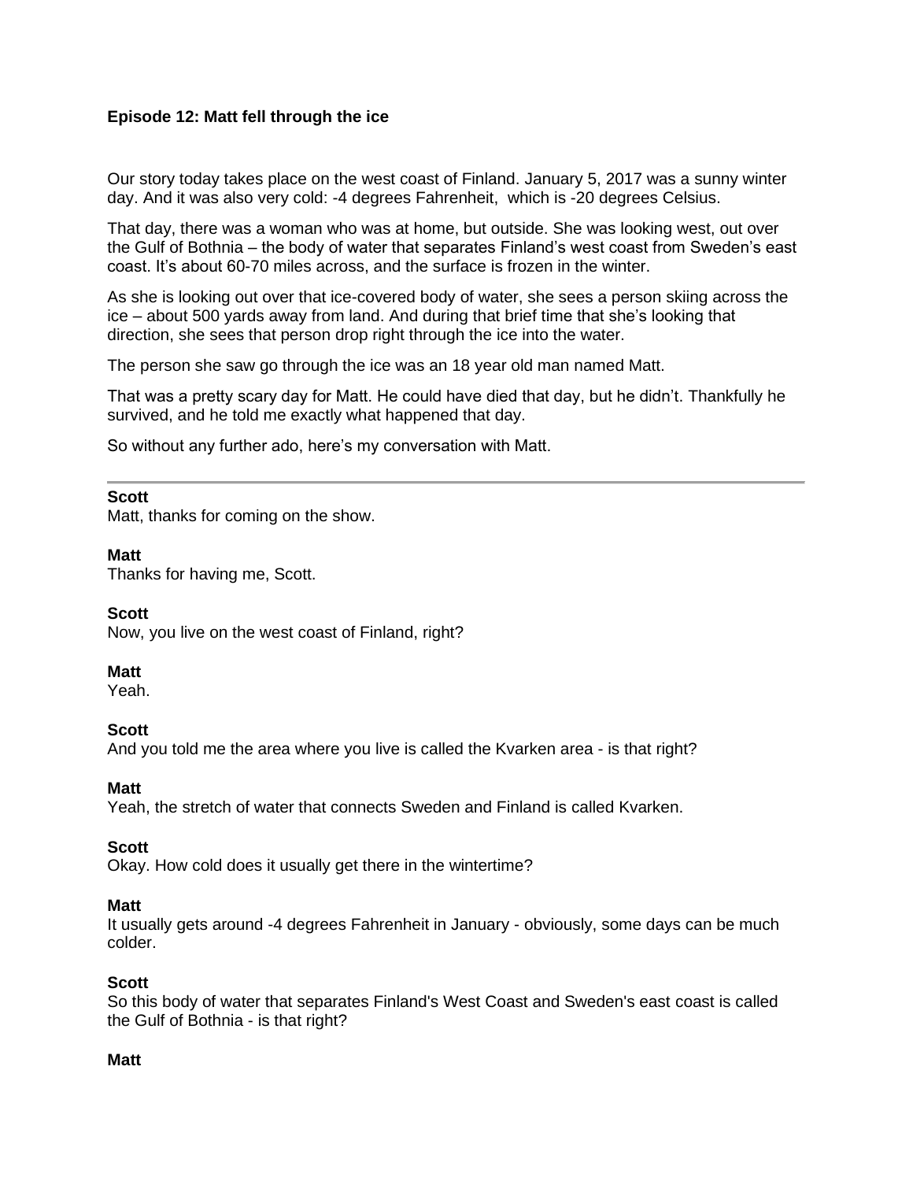# Episode 12: Matt fell through the ice

Our story today takes place on the west coast of Finland. January 5, 2017 was a sunny winter day. And it was also very cold: -4 degrees Fahrenheit, which is -20 degrees Celsius.

That day, there was a woman who was at home, but outside. She was looking west, out over the Gulf of Bothnia – the body of water that separates Finland's west coast from Sweden's east coast. It's about 60-70 miles across, and the surface is frozen in the winter.

As she is looking out over that ice-covered body of water, she sees a person skiing across the ice – about 500 yards away from land. And during that brief time that she's looking that direction, she sees that person drop right through the ice into the water.

The person she saw go through the ice was an 18 year old man named Matt.

That was a pretty scary day for Matt. He could have died that day, but he didn't. Thankfully he survived, and he told me exactly what happened that day.

So without any further ado, here's my conversation with Matt.

---

**Scott**
Matt, thanks for coming on the show.

**Matt**
Thanks for having me, Scott.

**Scott**
Now, you live on the west coast of Finland, right?

**Matt**
Yeah.

**Scott**
And you told me the area where you live is called the Kvarken area - is that right?

**Matt**
Yeah, the stretch of water that connects Sweden and Finland is called Kvarken.

**Scott**
Okay. How cold does it usually get there in the wintertime?

**Matt**
It usually gets around -4 degrees Fahrenheit in January - obviously, some days can be much colder.

**Scott**
So this body of water that separates Finland's West Coast and Sweden's east coast is called the Gulf of Bothnia - is that right?

**Matt**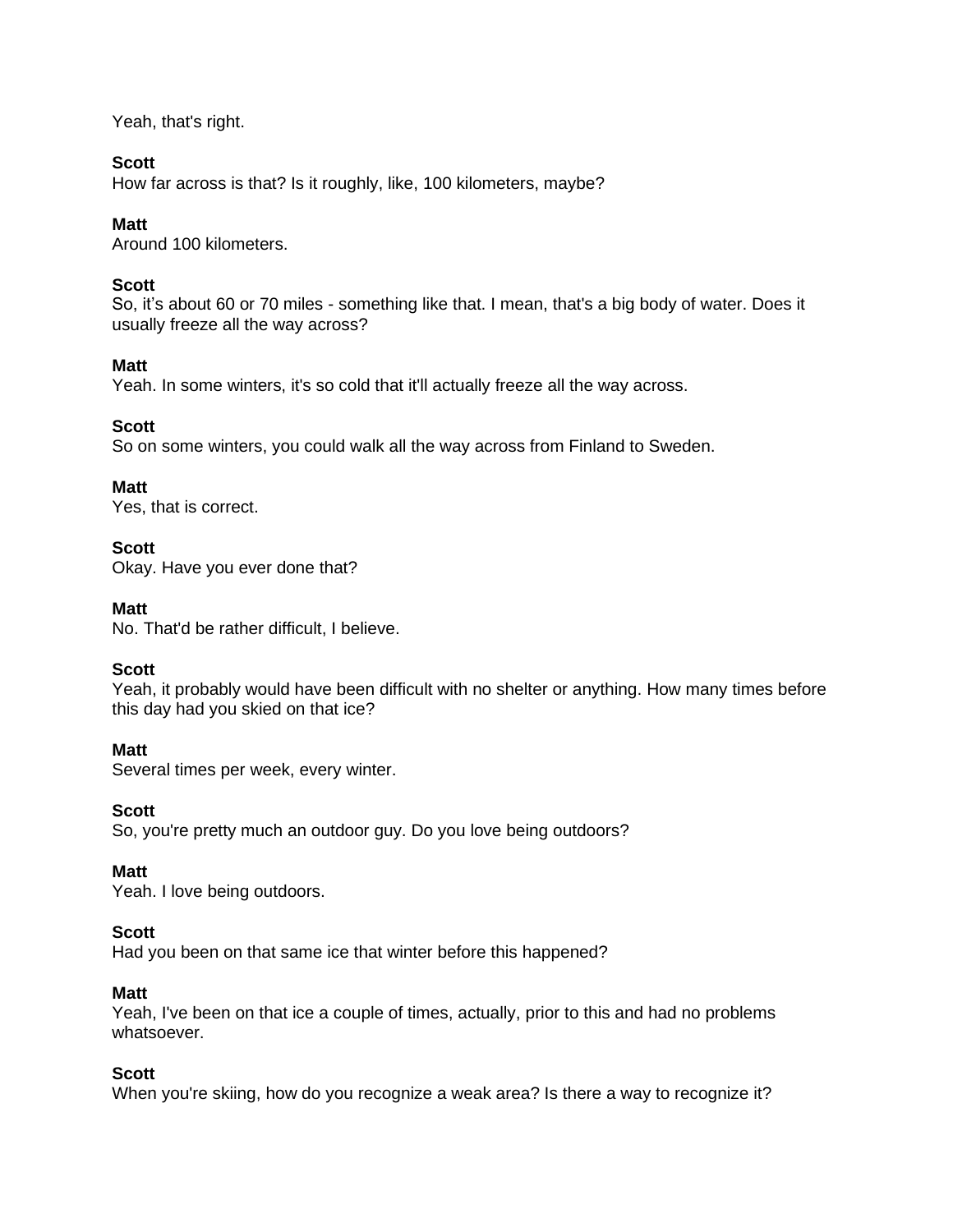Yeah, that's right.

**Scott**
How far across is that? Is it roughly, like, 100 kilometers, maybe?

**Matt**
Around 100 kilometers.

**Scott**
So, it's about 60 or 70 miles - something like that. I mean, that's a big body of water. Does it usually freeze all the way across?

**Matt**
Yeah. In some winters, it's so cold that it'll actually freeze all the way across.

**Scott**
So on some winters, you could walk all the way across from Finland to Sweden.

**Matt**
Yes, that is correct.

**Scott**
Okay. Have you ever done that?

**Matt**
No. That'd be rather difficult, I believe.

**Scott**
Yeah, it probably would have been difficult with no shelter or anything. How many times before this day had you skied on that ice?

**Matt**
Several times per week, every winter.

**Scott**
So, you're pretty much an outdoor guy. Do you love being outdoors?

**Matt**
Yeah. I love being outdoors.

**Scott**
Had you been on that same ice that winter before this happened?

**Matt**
Yeah, I've been on that ice a couple of times, actually, prior to this and had no problems whatsoever.

**Scott**
When you're skiing, how do you recognize a weak area? Is there a way to recognize it?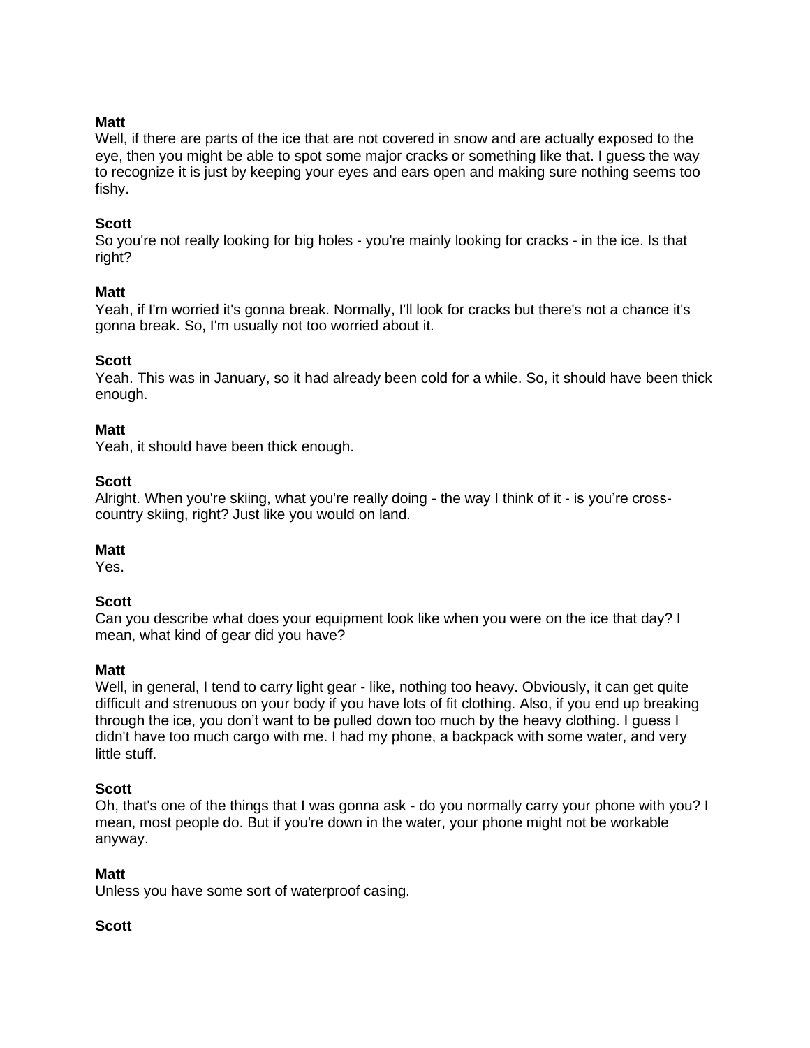**Matt**
Well, if there are parts of the ice that are not covered in snow and are actually exposed to the eye, then you might be able to spot some major cracks or something like that. I guess the way to recognize it is just by keeping your eyes and ears open and making sure nothing seems too fishy.

**Scott**
So you're not really looking for big holes - you're mainly looking for cracks - in the ice. Is that right?

**Matt**
Yeah, if I'm worried it's gonna break. Normally, I'll look for cracks but there's not a chance it's gonna break. So, I'm usually not too worried about it.

**Scott**
Yeah. This was in January, so it had already been cold for a while. So, it should have been thick enough.

**Matt**
Yeah, it should have been thick enough.

**Scott**
Alright. When you're skiing, what you're really doing - the way I think of it - is you're cross-country skiing, right? Just like you would on land.

**Matt**
Yes.

**Scott**
Can you describe what does your equipment look like when you were on the ice that day? I mean, what kind of gear did you have?

**Matt**
Well, in general, I tend to carry light gear - like, nothing too heavy. Obviously, it can get quite difficult and strenuous on your body if you have lots of fit clothing. Also, if you end up breaking through the ice, you don't want to be pulled down too much by the heavy clothing. I guess I didn't have too much cargo with me. I had my phone, a backpack with some water, and very little stuff.

**Scott**
Oh, that's one of the things that I was gonna ask - do you normally carry your phone with you? I mean, most people do. But if you're down in the water, your phone might not be workable anyway.

**Matt**
Unless you have some sort of waterproof casing.

**Scott**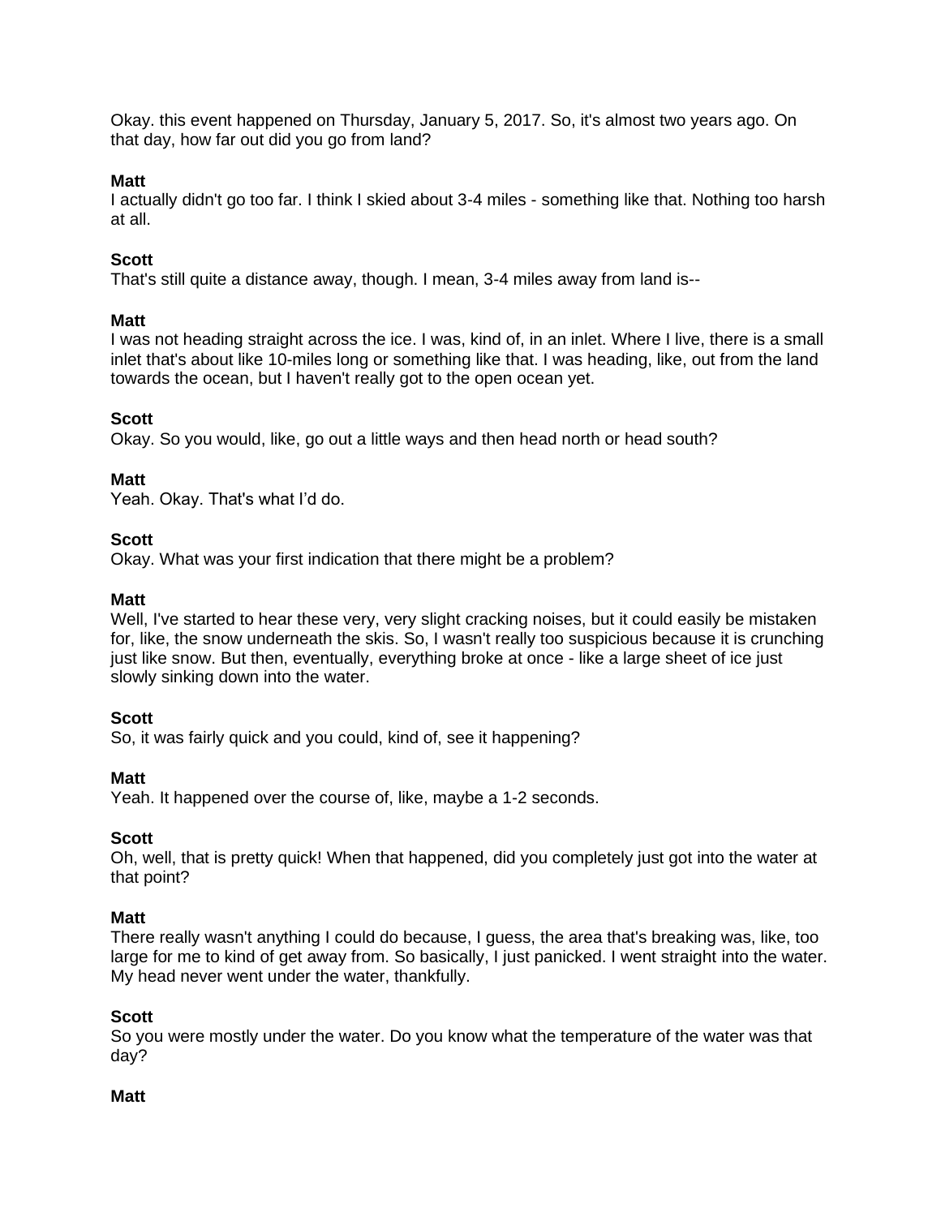Okay. this event happened on Thursday, January 5, 2017. So, it's almost two years ago. On that day, how far out did you go from land?

**Matt**
I actually didn't go too far. I think I skied about 3-4 miles - something like that. Nothing too harsh at all.

**Scott**
That's still quite a distance away, though. I mean, 3-4 miles away from land is--

**Matt**
I was not heading straight across the ice. I was, kind of, in an inlet. Where I live, there is a small inlet that's about like 10-miles long or something like that. I was heading, like, out from the land towards the ocean, but I haven't really got to the open ocean yet.

**Scott**
Okay. So you would, like, go out a little ways and then head north or head south?

**Matt**
Yeah. Okay. That's what I'd do.

**Scott**
Okay. What was your first indication that there might be a problem?

**Matt**
Well, I've started to hear these very, very slight cracking noises, but it could easily be mistaken for, like, the snow underneath the skis. So, I wasn't really too suspicious because it is crunching just like snow. But then, eventually, everything broke at once - like a large sheet of ice just slowly sinking down into the water.

**Scott**
So, it was fairly quick and you could, kind of, see it happening?

**Matt**
Yeah. It happened over the course of, like, maybe a 1-2 seconds.

**Scott**
Oh, well, that is pretty quick! When that happened, did you completely just got into the water at that point?

**Matt**
There really wasn't anything I could do because, I guess, the area that's breaking was, like, too large for me to kind of get away from. So basically, I just panicked. I went straight into the water. My head never went under the water, thankfully.

**Scott**
So you were mostly under the water. Do you know what the temperature of the water was that day?

**Matt**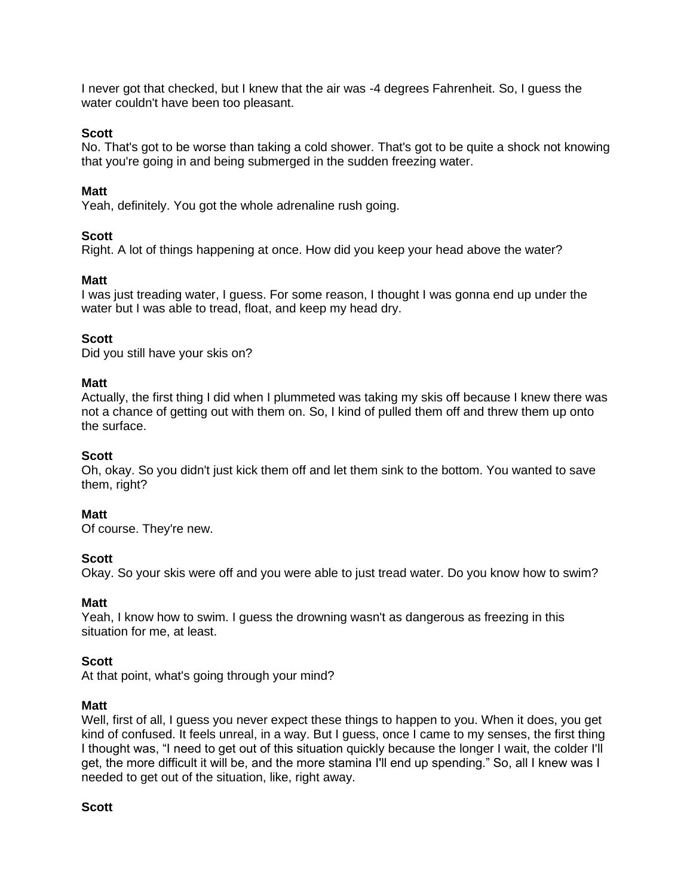I never got that checked, but I knew that the air was -4 degrees Fahrenheit. So, I guess the water couldn't have been too pleasant.

**Scott**
No. That's got to be worse than taking a cold shower. That's got to be quite a shock not knowing that you're going in and being submerged in the sudden freezing water.

**Matt**
Yeah, definitely. You got the whole adrenaline rush going.

**Scott**
Right. A lot of things happening at once. How did you keep your head above the water?

**Matt**
I was just treading water, I guess. For some reason, I thought I was gonna end up under the water but I was able to tread, float, and keep my head dry.

**Scott**
Did you still have your skis on?

**Matt**
Actually, the first thing I did when I plummeted was taking my skis off because I knew there was not a chance of getting out with them on. So, I kind of pulled them off and threw them up onto the surface.

**Scott**
Oh, okay. So you didn't just kick them off and let them sink to the bottom. You wanted to save them, right?

**Matt**
Of course. They're new.

**Scott**
Okay. So your skis were off and you were able to just tread water. Do you know how to swim?

**Matt**
Yeah, I know how to swim. I guess the drowning wasn't as dangerous as freezing in this situation for me, at least.

**Scott**
At that point, what's going through your mind?

**Matt**
Well, first of all, I guess you never expect these things to happen to you. When it does, you get kind of confused. It feels unreal, in a way. But I guess, once I came to my senses, the first thing I thought was, "I need to get out of this situation quickly because the longer I wait, the colder I'll get, the more difficult it will be, and the more stamina I'll end up spending." So, all I knew was I needed to get out of the situation, like, right away.

**Scott**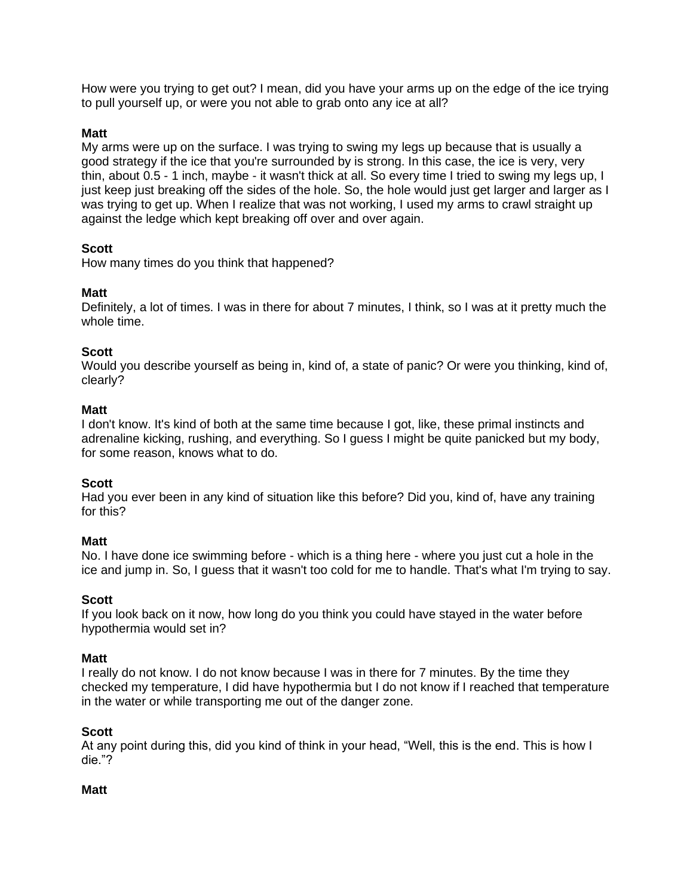How were you trying to get out? I mean, did you have your arms up on the edge of the ice trying to pull yourself up, or were you not able to grab onto any ice at all?

**Matt**
My arms were up on the surface. I was trying to swing my legs up because that is usually a good strategy if the ice that you're surrounded by is strong. In this case, the ice is very, very thin, about 0.5 - 1 inch, maybe - it wasn't thick at all. So every time I tried to swing my legs up, I just keep just breaking off the sides of the hole. So, the hole would just get larger and larger as I was trying to get up. When I realize that was not working, I used my arms to crawl straight up against the ledge which kept breaking off over and over again.

**Scott**
How many times do you think that happened?

**Matt**
Definitely, a lot of times. I was in there for about 7 minutes, I think, so I was at it pretty much the whole time.

**Scott**
Would you describe yourself as being in, kind of, a state of panic? Or were you thinking, kind of, clearly?

**Matt**
I don't know. It's kind of both at the same time because I got, like, these primal instincts and adrenaline kicking, rushing, and everything. So I guess I might be quite panicked but my body, for some reason, knows what to do.

**Scott**
Had you ever been in any kind of situation like this before? Did you, kind of, have any training for this?

**Matt**
No. I have done ice swimming before - which is a thing here - where you just cut a hole in the ice and jump in. So, I guess that it wasn't too cold for me to handle. That's what I'm trying to say.

**Scott**
If you look back on it now, how long do you think you could have stayed in the water before hypothermia would set in?

**Matt**
I really do not know. I do not know because I was in there for 7 minutes. By the time they checked my temperature, I did have hypothermia but I do not know if I reached that temperature in the water or while transporting me out of the danger zone.

**Scott**
At any point during this, did you kind of think in your head, "Well, this is the end. This is how I die."?

**Matt**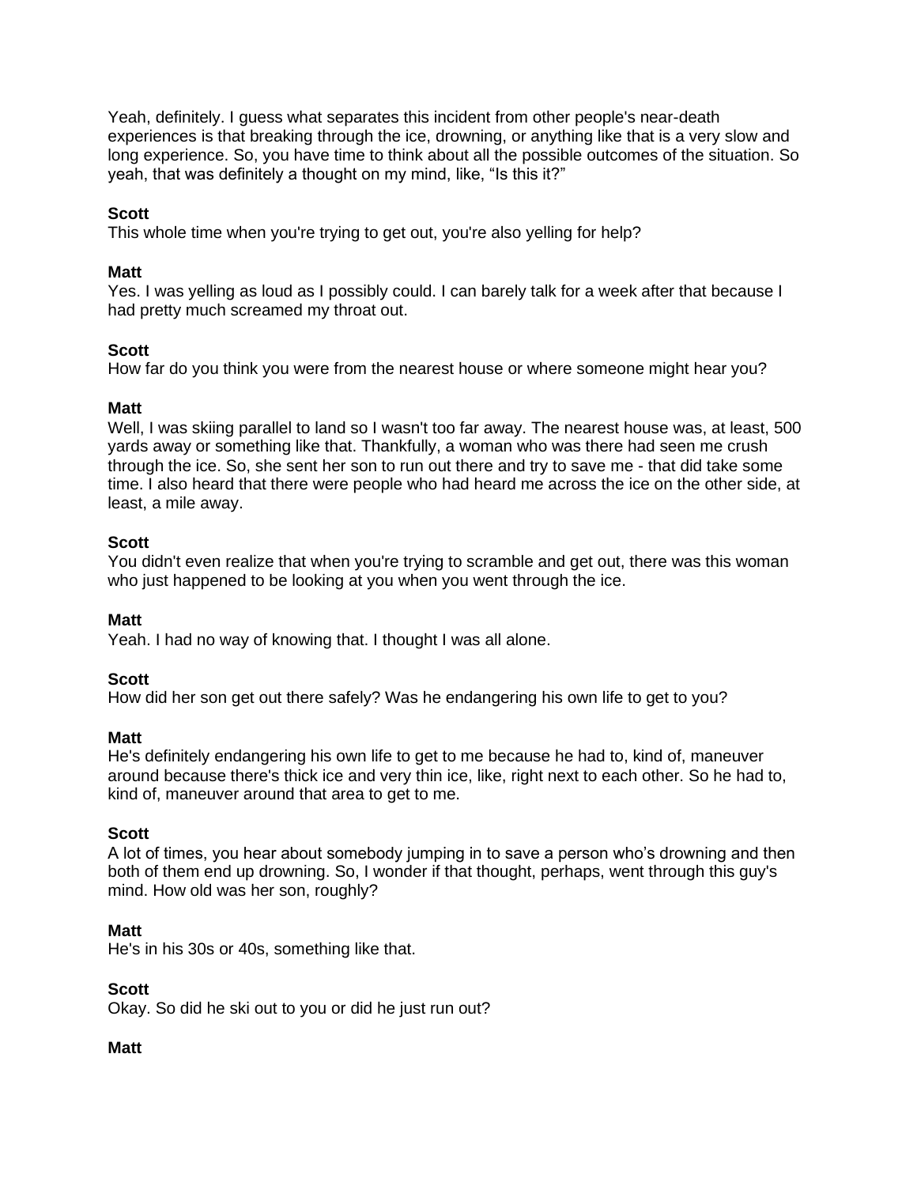Yeah, definitely. I guess what separates this incident from other people's near-death experiences is that breaking through the ice, drowning, or anything like that is a very slow and long experience. So, you have time to think about all the possible outcomes of the situation. So yeah, that was definitely a thought on my mind, like, "Is this it?"

**Scott**
This whole time when you're trying to get out, you're also yelling for help?

**Matt**
Yes. I was yelling as loud as I possibly could. I can barely talk for a week after that because I had pretty much screamed my throat out.

**Scott**
How far do you think you were from the nearest house or where someone might hear you?

**Matt**
Well, I was skiing parallel to land so I wasn't too far away. The nearest house was, at least, 500 yards away or something like that. Thankfully, a woman who was there had seen me crush through the ice. So, she sent her son to run out there and try to save me - that did take some time. I also heard that there were people who had heard me across the ice on the other side, at least, a mile away.

**Scott**
You didn't even realize that when you're trying to scramble and get out, there was this woman who just happened to be looking at you when you went through the ice.

**Matt**
Yeah. I had no way of knowing that. I thought I was all alone.

**Scott**
How did her son get out there safely? Was he endangering his own life to get to you?

**Matt**
He's definitely endangering his own life to get to me because he had to, kind of, maneuver around because there's thick ice and very thin ice, like, right next to each other. So he had to, kind of, maneuver around that area to get to me.

**Scott**
A lot of times, you hear about somebody jumping in to save a person who's drowning and then both of them end up drowning. So, I wonder if that thought, perhaps, went through this guy's mind. How old was her son, roughly?

**Matt**
He's in his 30s or 40s, something like that.

**Scott**
Okay. So did he ski out to you or did he just run out?

**Matt**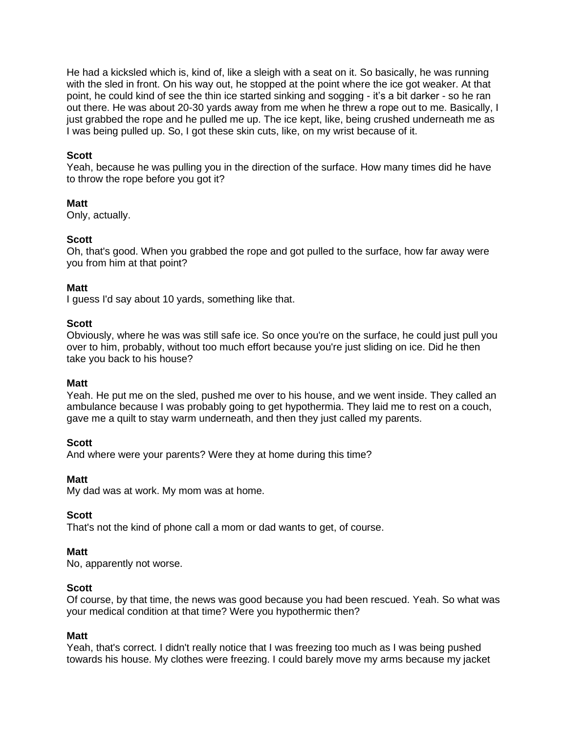He had a kicksled which is, kind of, like a sleigh with a seat on it. So basically, he was running with the sled in front. On his way out, he stopped at the point where the ice got weaker. At that point, he could kind of see the thin ice started sinking and sogging - it's a bit darker - so he ran out there. He was about 20-30 yards away from me when he threw a rope out to me. Basically, I just grabbed the rope and he pulled me up. The ice kept, like, being crushed underneath me as I was being pulled up. So, I got these skin cuts, like, on my wrist because of it.

**Scott**
Yeah, because he was pulling you in the direction of the surface. How many times did he have to throw the rope before you got it?

**Matt**
Only, actually.

**Scott**
Oh, that's good. When you grabbed the rope and got pulled to the surface, how far away were you from him at that point?

**Matt**
I guess I'd say about 10 yards, something like that.

**Scott**
Obviously, where he was was still safe ice. So once you're on the surface, he could just pull you over to him, probably, without too much effort because you're just sliding on ice. Did he then take you back to his house?

**Matt**
Yeah. He put me on the sled, pushed me over to his house, and we went inside. They called an ambulance because I was probably going to get hypothermia. They laid me to rest on a couch, gave me a quilt to stay warm underneath, and then they just called my parents.

**Scott**
And where were your parents? Were they at home during this time?

**Matt**
My dad was at work. My mom was at home.

**Scott**
That's not the kind of phone call a mom or dad wants to get, of course.

**Matt**
No, apparently not worse.

**Scott**
Of course, by that time, the news was good because you had been rescued. Yeah. So what was your medical condition at that time? Were you hypothermic then?

**Matt**
Yeah, that's correct. I didn't really notice that I was freezing too much as I was being pushed towards his house. My clothes were freezing. I could barely move my arms because my jacket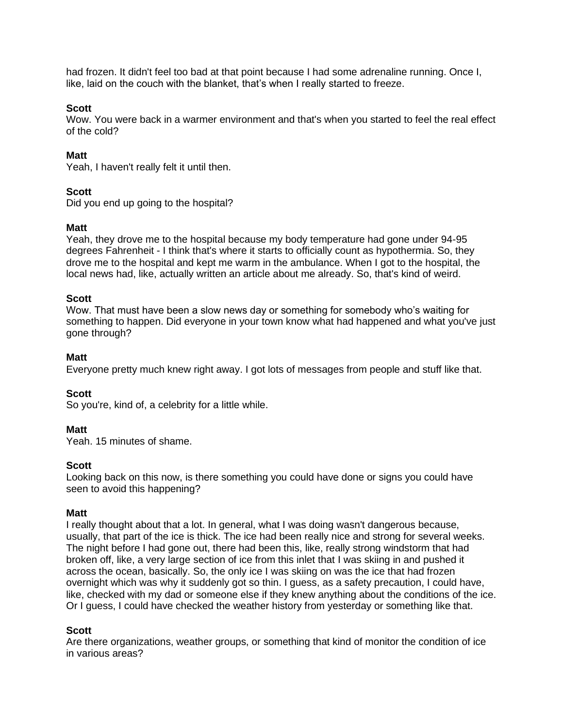had frozen. It didn't feel too bad at that point because I had some adrenaline running. Once I, like, laid on the couch with the blanket, that's when I really started to freeze.

**Scott**
Wow. You were back in a warmer environment and that's when you started to feel the real effect of the cold?

**Matt**
Yeah, I haven't really felt it until then.

**Scott**
Did you end up going to the hospital?

**Matt**
Yeah, they drove me to the hospital because my body temperature had gone under 94-95 degrees Fahrenheit - I think that's where it starts to officially count as hypothermia. So, they drove me to the hospital and kept me warm in the ambulance. When I got to the hospital, the local news had, like, actually written an article about me already. So, that's kind of weird.

**Scott**
Wow. That must have been a slow news day or something for somebody who's waiting for something to happen. Did everyone in your town know what had happened and what you've just gone through?

**Matt**
Everyone pretty much knew right away. I got lots of messages from people and stuff like that.

**Scott**
So you're, kind of, a celebrity for a little while.

**Matt**
Yeah. 15 minutes of shame.

**Scott**
Looking back on this now, is there something you could have done or signs you could have seen to avoid this happening?

**Matt**
I really thought about that a lot. In general, what I was doing wasn't dangerous because, usually, that part of the ice is thick. The ice had been really nice and strong for several weeks. The night before I had gone out, there had been this, like, really strong windstorm that had broken off, like, a very large section of ice from this inlet that I was skiing in and pushed it across the ocean, basically. So, the only ice I was skiing on was the ice that had frozen overnight which was why it suddenly got so thin. I guess, as a safety precaution, I could have, like, checked with my dad or someone else if they knew anything about the conditions of the ice. Or I guess, I could have checked the weather history from yesterday or something like that.

**Scott**
Are there organizations, weather groups, or something that kind of monitor the condition of ice in various areas?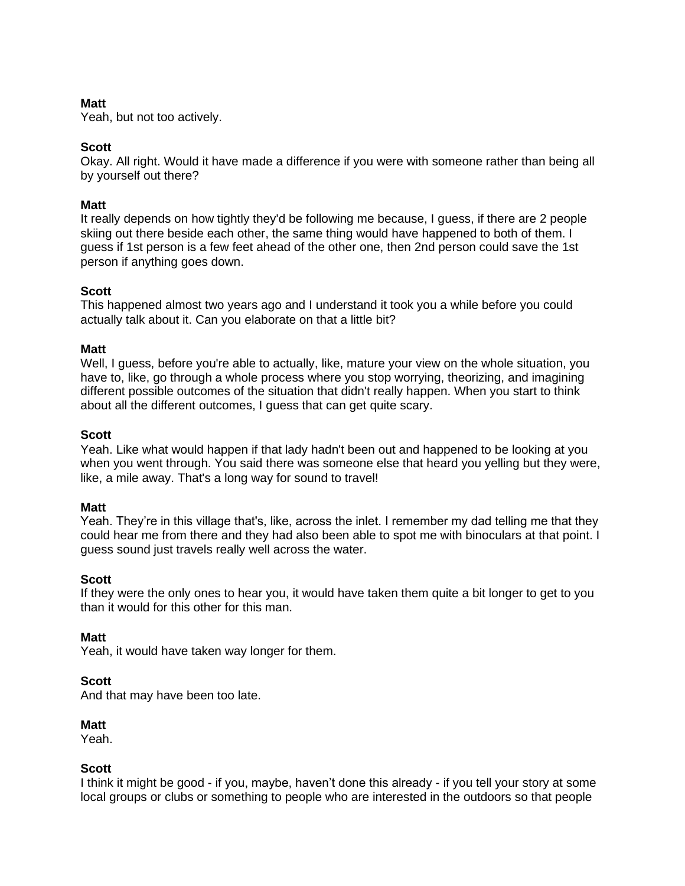**Matt**
Yeah, but not too actively.

**Scott**
Okay. All right. Would it have made a difference if you were with someone rather than being all by yourself out there?

**Matt**
It really depends on how tightly they'd be following me because, I guess, if there are 2 people skiing out there beside each other, the same thing would have happened to both of them. I guess if 1st person is a few feet ahead of the other one, then 2nd person could save the 1st person if anything goes down.

**Scott**
This happened almost two years ago and I understand it took you a while before you could actually talk about it. Can you elaborate on that a little bit?

**Matt**
Well, I guess, before you're able to actually, like, mature your view on the whole situation, you have to, like, go through a whole process where you stop worrying, theorizing, and imagining different possible outcomes of the situation that didn't really happen. When you start to think about all the different outcomes, I guess that can get quite scary.

**Scott**
Yeah. Like what would happen if that lady hadn't been out and happened to be looking at you when you went through. You said there was someone else that heard you yelling but they were, like, a mile away. That's a long way for sound to travel!

**Matt**
Yeah. They're in this village that's, like, across the inlet. I remember my dad telling me that they could hear me from there and they had also been able to spot me with binoculars at that point. I guess sound just travels really well across the water.

**Scott**
If they were the only ones to hear you, it would have taken them quite a bit longer to get to you than it would for this other for this man.

**Matt**
Yeah, it would have taken way longer for them.

**Scott**
And that may have been too late.

**Matt**
Yeah.

**Scott**
I think it might be good - if you, maybe, haven't done this already - if you tell your story at some local groups or clubs or something to people who are interested in the outdoors so that people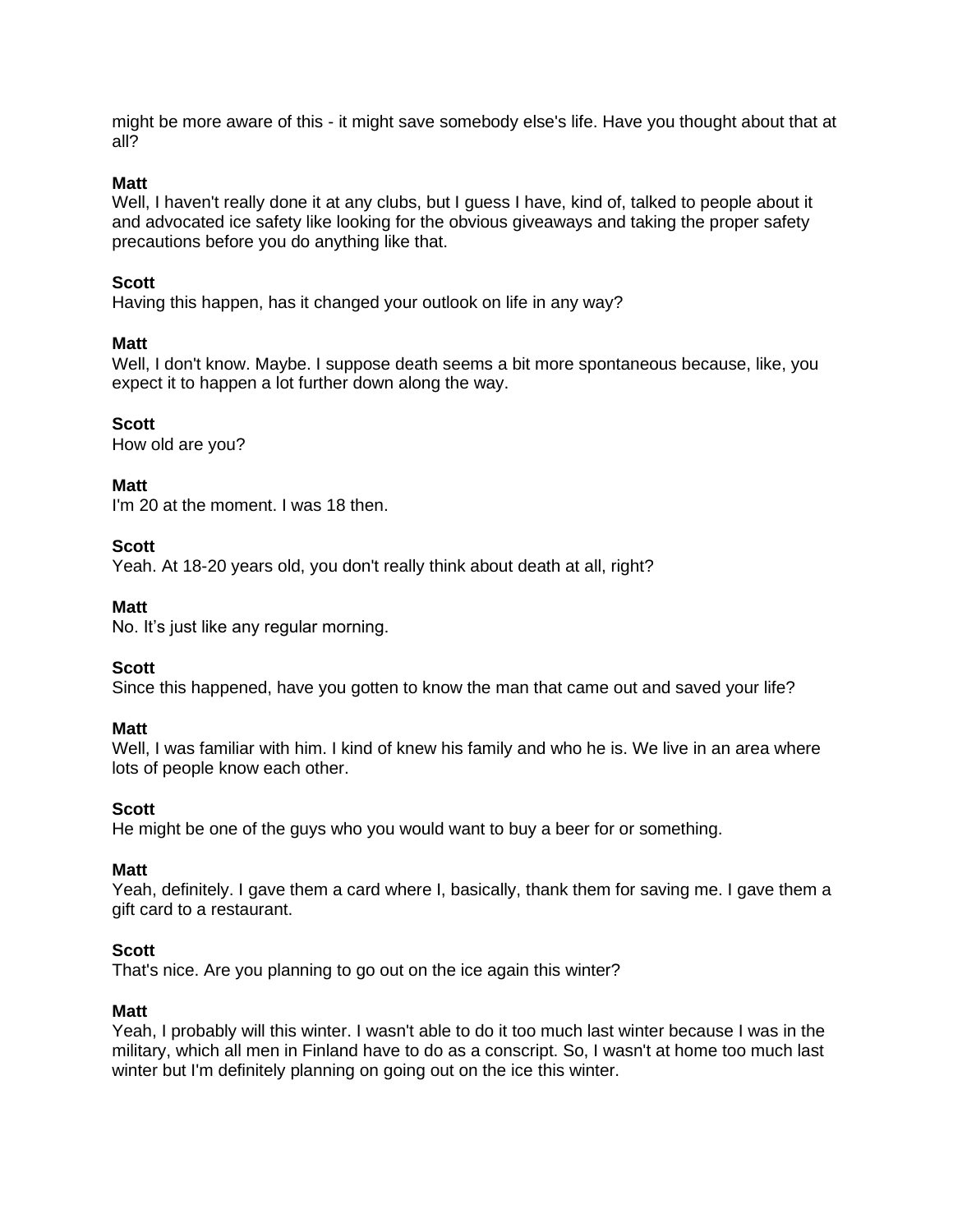might be more aware of this - it might save somebody else's life. Have you thought about that at all?

**Matt**
Well, I haven't really done it at any clubs, but I guess I have, kind of, talked to people about it and advocated ice safety like looking for the obvious giveaways and taking the proper safety precautions before you do anything like that.

**Scott**
Having this happen, has it changed your outlook on life in any way?

**Matt**
Well, I don't know. Maybe. I suppose death seems a bit more spontaneous because, like, you expect it to happen a lot further down along the way.

**Scott**
How old are you?

**Matt**
I'm 20 at the moment. I was 18 then.

**Scott**
Yeah. At 18-20 years old, you don't really think about death at all, right?

**Matt**
No. It's just like any regular morning.

**Scott**
Since this happened, have you gotten to know the man that came out and saved your life?

**Matt**
Well, I was familiar with him. I kind of knew his family and who he is. We live in an area where lots of people know each other.

**Scott**
He might be one of the guys who you would want to buy a beer for or something.

**Matt**
Yeah, definitely. I gave them a card where I, basically, thank them for saving me. I gave them a gift card to a restaurant.

**Scott**
That's nice. Are you planning to go out on the ice again this winter?

**Matt**
Yeah, I probably will this winter. I wasn't able to do it too much last winter because I was in the military, which all men in Finland have to do as a conscript. So, I wasn't at home too much last winter but I'm definitely planning on going out on the ice this winter.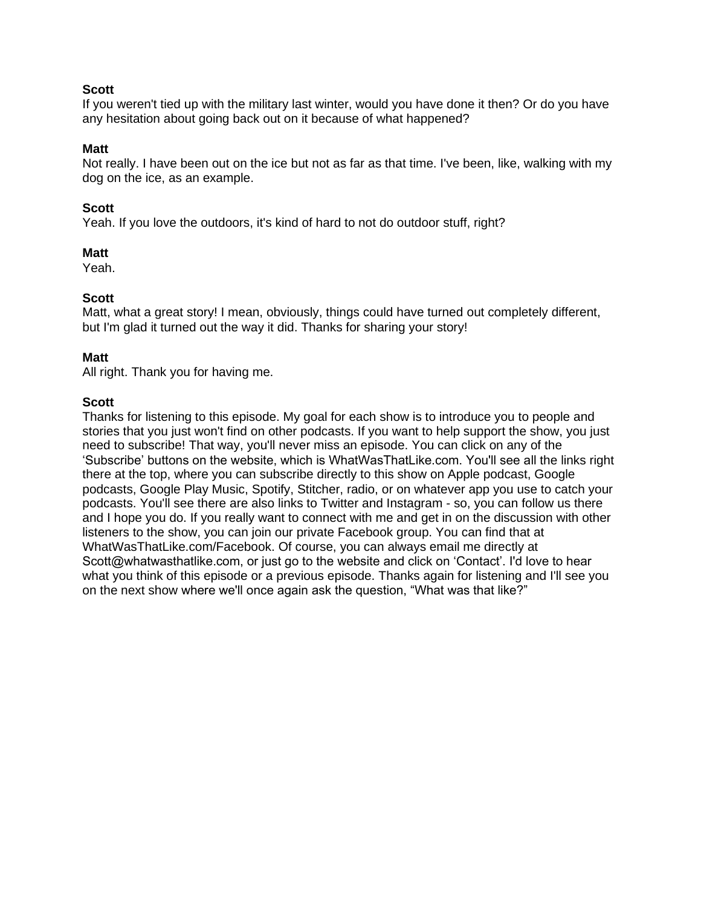**Scott**
If you weren't tied up with the military last winter, would you have done it then? Or do you have any hesitation about going back out on it because of what happened?

**Matt**
Not really. I have been out on the ice but not as far as that time. I've been, like, walking with my dog on the ice, as an example.

**Scott**
Yeah. If you love the outdoors, it's kind of hard to not do outdoor stuff, right?

**Matt**
Yeah.

**Scott**
Matt, what a great story! I mean, obviously, things could have turned out completely different, but I'm glad it turned out the way it did. Thanks for sharing your story!

**Matt**
All right. Thank you for having me.

**Scott**
Thanks for listening to this episode. My goal for each show is to introduce you to people and stories that you just won't find on other podcasts. If you want to help support the show, you just need to subscribe! That way, you'll never miss an episode. You can click on any of the 'Subscribe' buttons on the website, which is WhatWasThatLike.com. You'll see all the links right there at the top, where you can subscribe directly to this show on Apple podcast, Google podcasts, Google Play Music, Spotify, Stitcher, radio, or on whatever app you use to catch your podcasts. You'll see there are also links to Twitter and Instagram - so, you can follow us there and I hope you do. If you really want to connect with me and get in on the discussion with other listeners to the show, you can join our private Facebook group. You can find that at WhatWasThatLike.com/Facebook. Of course, you can always email me directly at Scott@whatwasthatlike.com, or just go to the website and click on 'Contact'. I'd love to hear what you think of this episode or a previous episode. Thanks again for listening and I'll see you on the next show where we'll once again ask the question, "What was that like?"